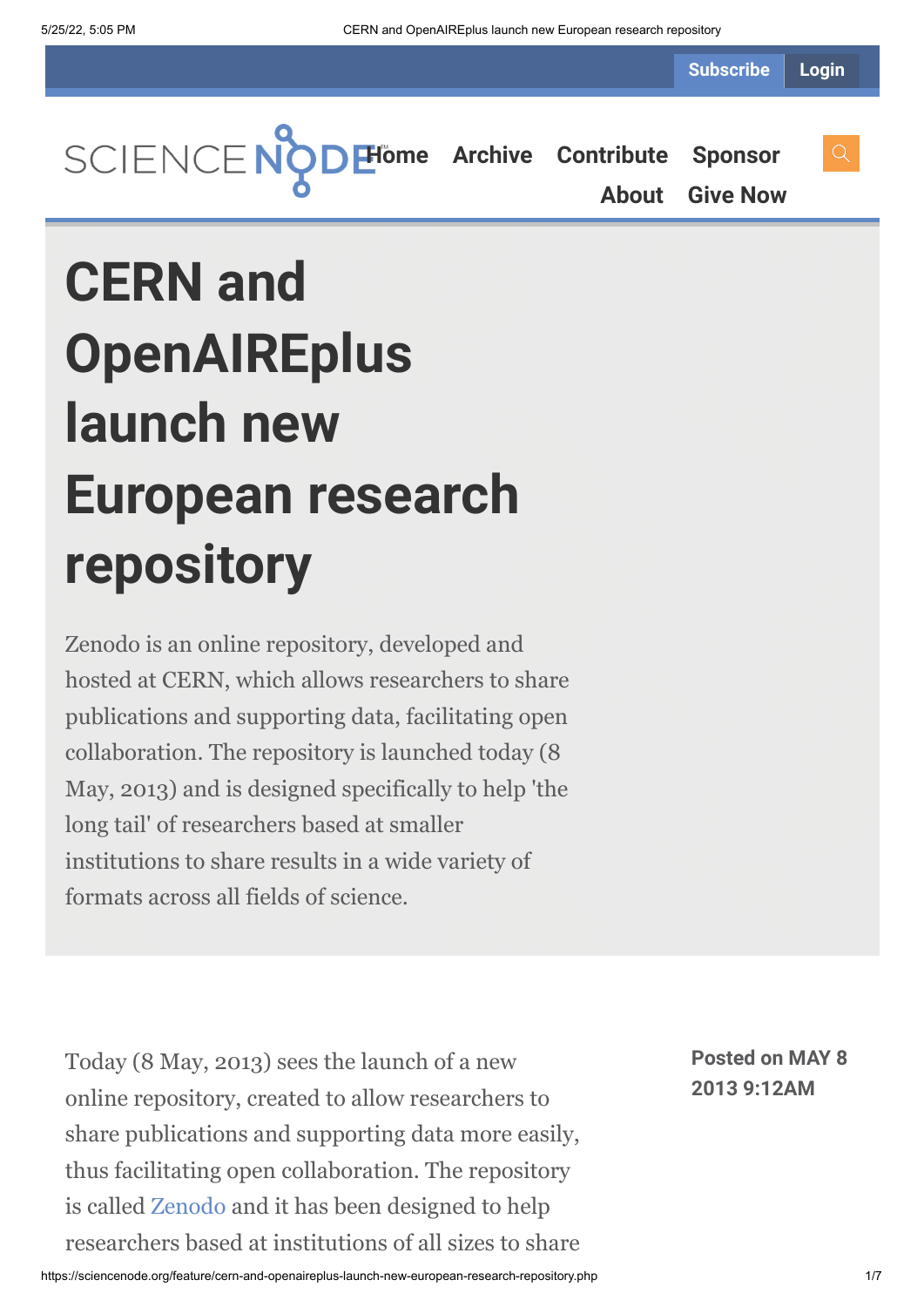Subscribe Login

SCIENCE NODE Home Archive Contribute Sponsor About Give Now

# CERN and OpenAIREplus launch new European research repository

Zenodo is an online repository, developed and hosted at CERN, which allows researchers to share publications and supporting data, facilitating open collaboration. The repository is launched today (8 May, 2013) and is designed specifically to help 'the long tail' of researchers based at smaller institutions to share results in a wide variety of formats across all fields of science.

**Posted on MAY 8 2013 9:12AM**

Today (8 May, 2013) sees the launch of a new online repository, created to allow researchers to share publications and supporting data more easily, thus facilitating open collaboration. The repository is called Zenodo and it has been designed to help researchers based at institutions of all sizes to share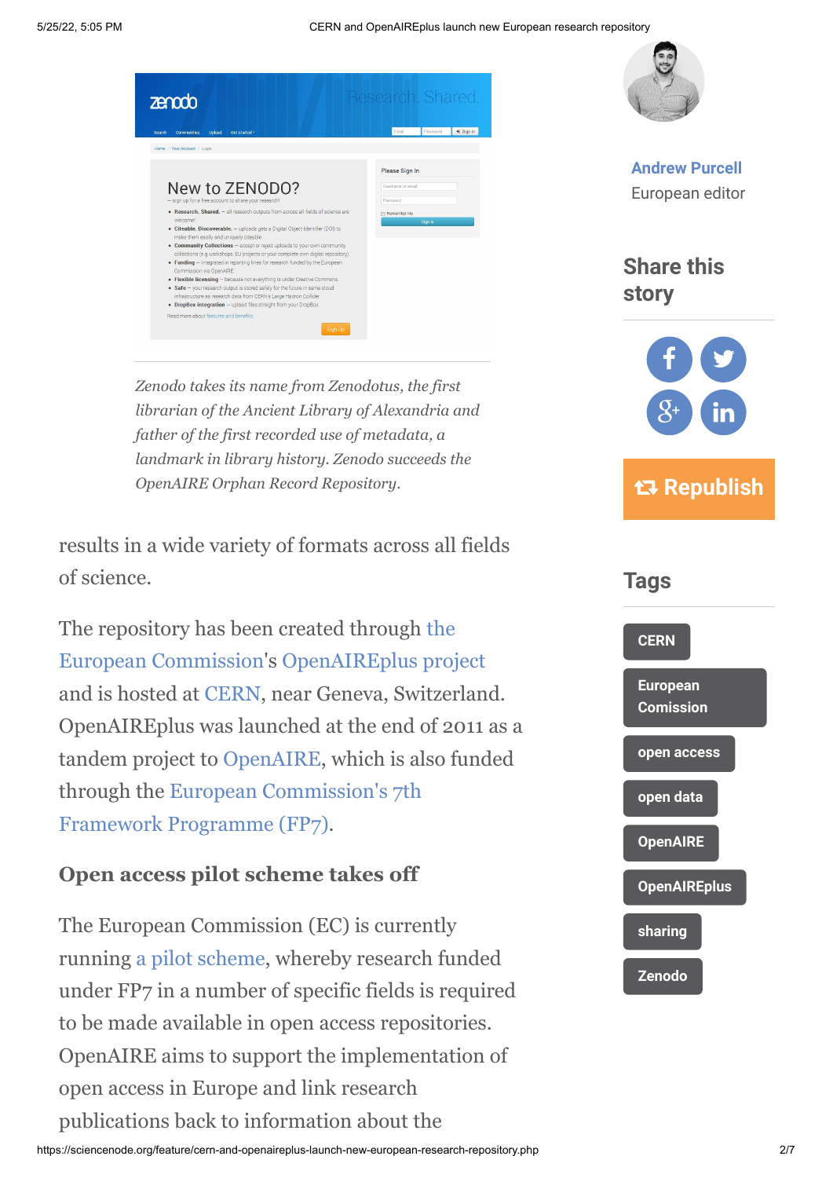*Zenodo takes its name from Zenodotus, the first librarian of the Ancient Library of Alexandria and father of the first recorded use of metadata, a landmark in library history. Zenodo succeeds the OpenAIRE Orphan Record Repository.*

results in a wide variety of formats across all fields of science.

The repository has been created through the European Commission's OpenAIREplus project and is hosted at CERN, near Geneva, Switzerland. OpenAIREplus was launched at the end of 2011 as a tandem project to OpenAIRE, which is also funded through the European Commission's 7th Framework Programme (FP7).

### Open access pilot scheme takes off

The European Commission (EC) is currently running a pilot scheme, whereby research funded under FP7 in a number of specific fields is required to be made available in open access repositories. OpenAIRE aims to support the implementation of open access in Europe and link research publications back to information about the

**Andrew Purcell**
European editor

## Share this story

Republish

## Tags

- CERN
- European Comission
- open access
- open data
- OpenAIRE
- OpenAIREplus
- sharing
- Zenodo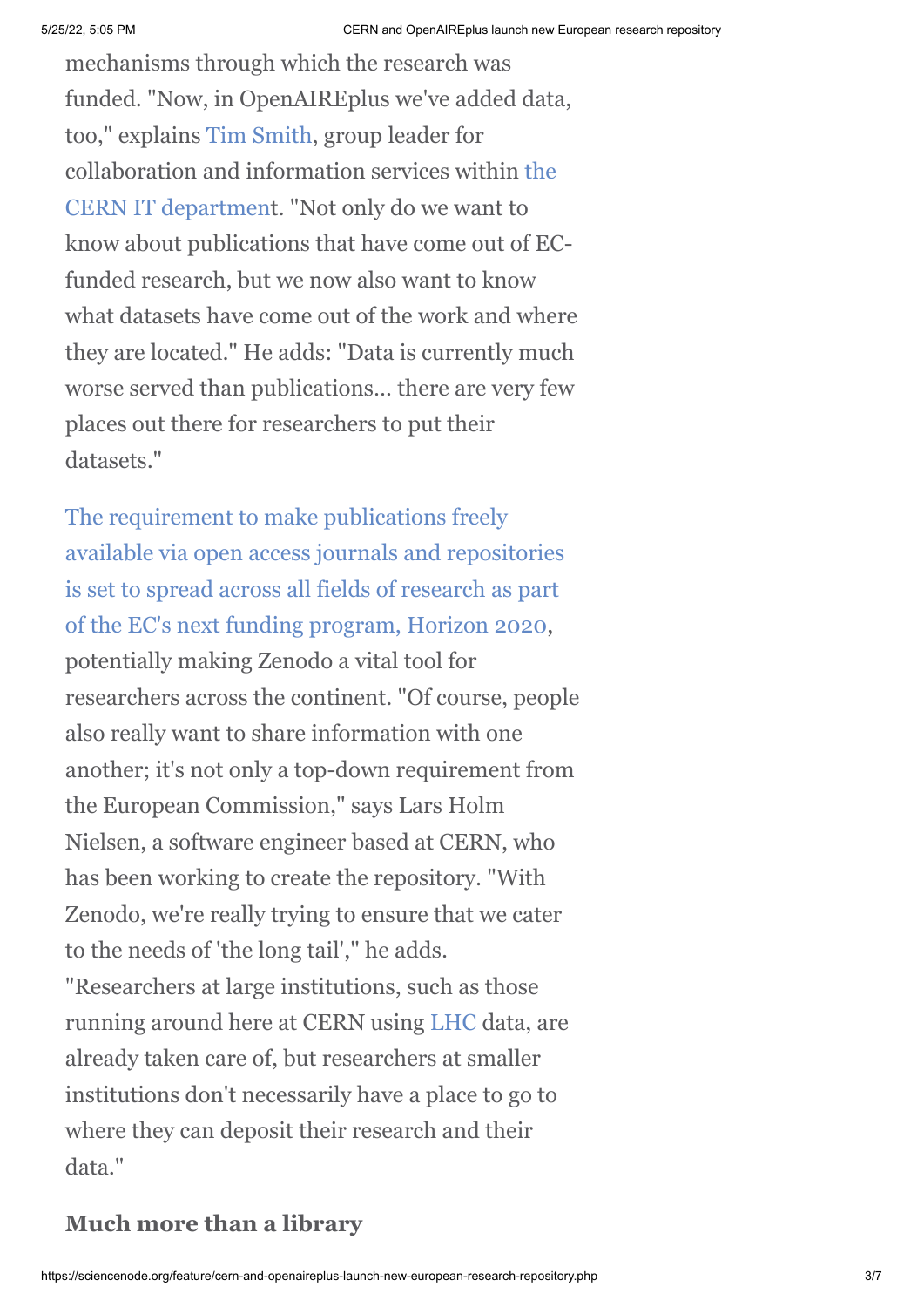mechanisms through which the research was funded. "Now, in OpenAIREplus we've added data, too," explains Tim Smith, group leader for collaboration and information services within the CERN IT department. "Not only do we want to know about publications that have come out of EC-funded research, but we now also want to know what datasets have come out of the work and where they are located." He adds: "Data is currently much worse served than publications... there are very few places out there for researchers to put their datasets."

The requirement to make publications freely available via open access journals and repositories is set to spread across all fields of research as part of the EC's next funding program, Horizon 2020, potentially making Zenodo a vital tool for researchers across the continent. "Of course, people also really want to share information with one another; it's not only a top-down requirement from the European Commission," says Lars Holm Nielsen, a software engineer based at CERN, who has been working to create the repository. "With Zenodo, we're really trying to ensure that we cater to the needs of 'the long tail'," he adds. "Researchers at large institutions, such as those running around here at CERN using LHC data, are already taken care of, but researchers at smaller institutions don't necessarily have a place to go to where they can deposit their research and their data."

## Much more than a library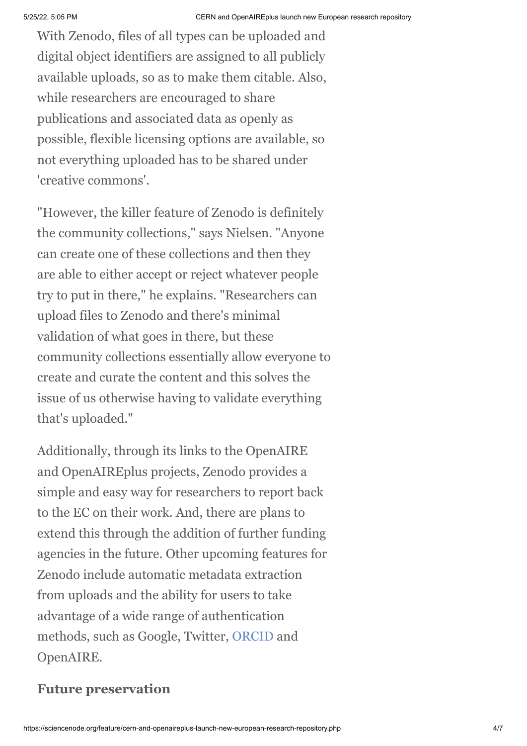With Zenodo, files of all types can be uploaded and digital object identifiers are assigned to all publicly available uploads, so as to make them citable. Also, while researchers are encouraged to share publications and associated data as openly as possible, flexible licensing options are available, so not everything uploaded has to be shared under 'creative commons'.

"However, the killer feature of Zenodo is definitely the community collections," says Nielsen. "Anyone can create one of these collections and then they are able to either accept or reject whatever people try to put in there," he explains. "Researchers can upload files to Zenodo and there's minimal validation of what goes in there, but these community collections essentially allow everyone to create and curate the content and this solves the issue of us otherwise having to validate everything that's uploaded."

Additionally, through its links to the OpenAIRE and OpenAIREplus projects, Zenodo provides a simple and easy way for researchers to report back to the EC on their work. And, there are plans to extend this through the addition of further funding agencies in the future. Other upcoming features for Zenodo include automatic metadata extraction from uploads and the ability for users to take advantage of a wide range of authentication methods, such as Google, Twitter, ORCID and OpenAIRE.

### Future preservation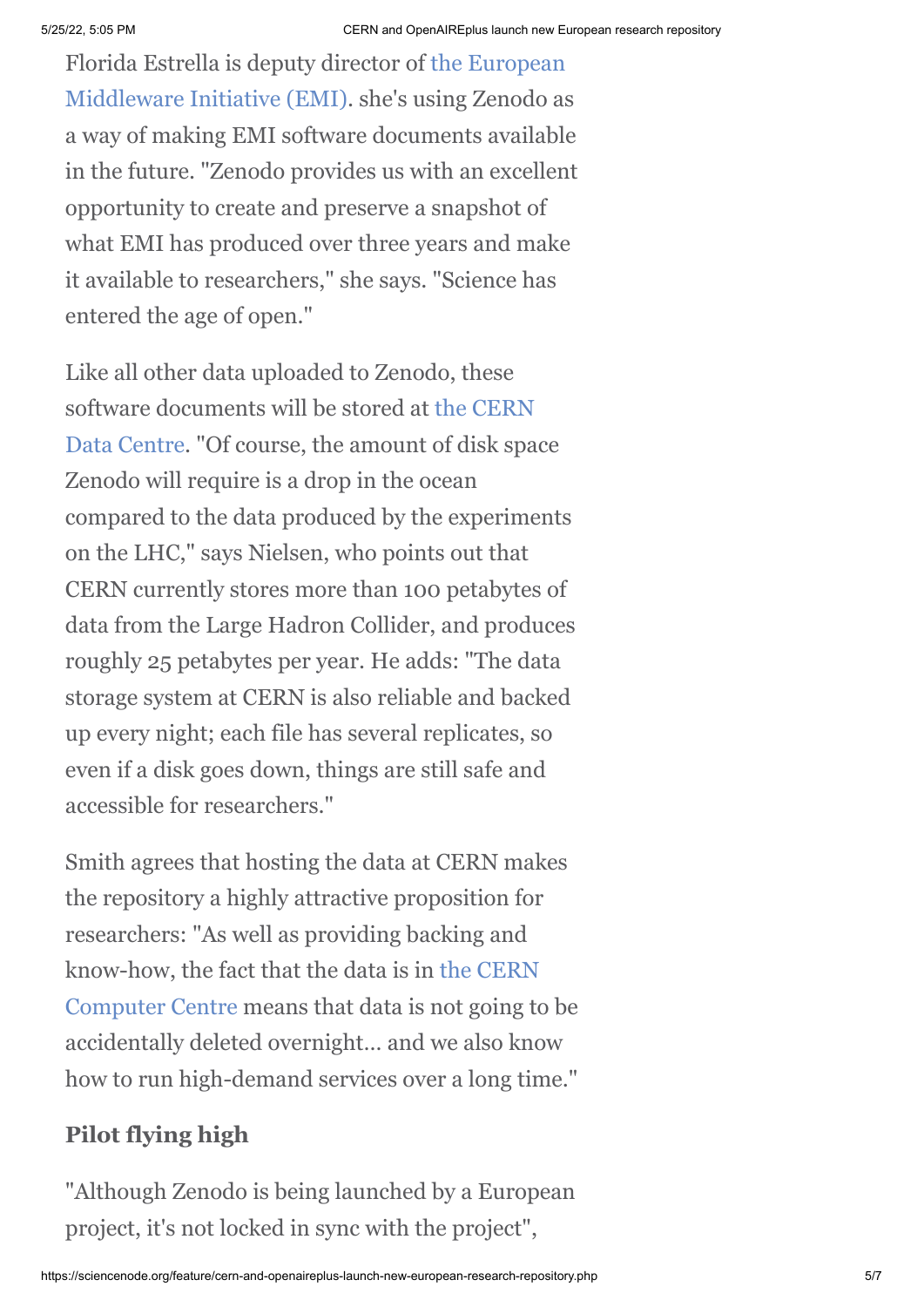Florida Estrella is deputy director of the European Middleware Initiative (EMI). she's using Zenodo as a way of making EMI software documents available in the future. "Zenodo provides us with an excellent opportunity to create and preserve a snapshot of what EMI has produced over three years and make it available to researchers," she says. "Science has entered the age of open."

Like all other data uploaded to Zenodo, these software documents will be stored at the CERN Data Centre. "Of course, the amount of disk space Zenodo will require is a drop in the ocean compared to the data produced by the experiments on the LHC," says Nielsen, who points out that CERN currently stores more than 100 petabytes of data from the Large Hadron Collider, and produces roughly 25 petabytes per year. He adds: "The data storage system at CERN is also reliable and backed up every night; each file has several replicates, so even if a disk goes down, things are still safe and accessible for researchers."

Smith agrees that hosting the data at CERN makes the repository a highly attractive proposition for researchers: "As well as providing backing and know-how, the fact that the data is in the CERN Computer Centre means that data is not going to be accidentally deleted overnight… and we also know how to run high-demand services over a long time."

## Pilot flying high

"Although Zenodo is being launched by a European project, it's not locked in sync with the project",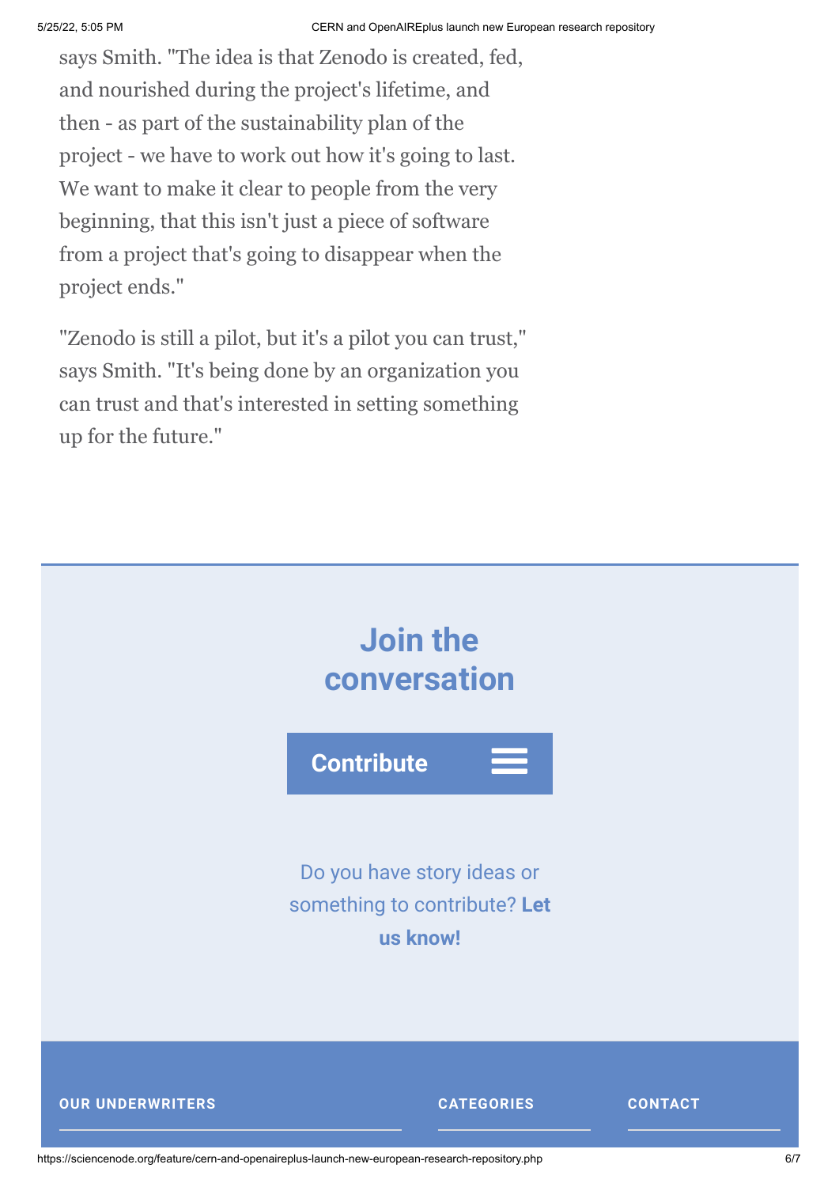says Smith. "The idea is that Zenodo is created, fed, and nourished during the project's lifetime, and then - as part of the sustainability plan of the project - we have to work out how it's going to last. We want to make it clear to people from the very beginning, that this isn't just a piece of software from a project that's going to disappear when the project ends."

"Zenodo is still a pilot, but it's a pilot you can trust," says Smith. "It's being done by an organization you can trust and that's interested in setting something up for the future."

## Join the conversation

**Contribute**

Do you have story ideas or something to contribute? **Let us know!**

**OUR UNDERWRITERS**

**CATEGORIES**

**CONTACT**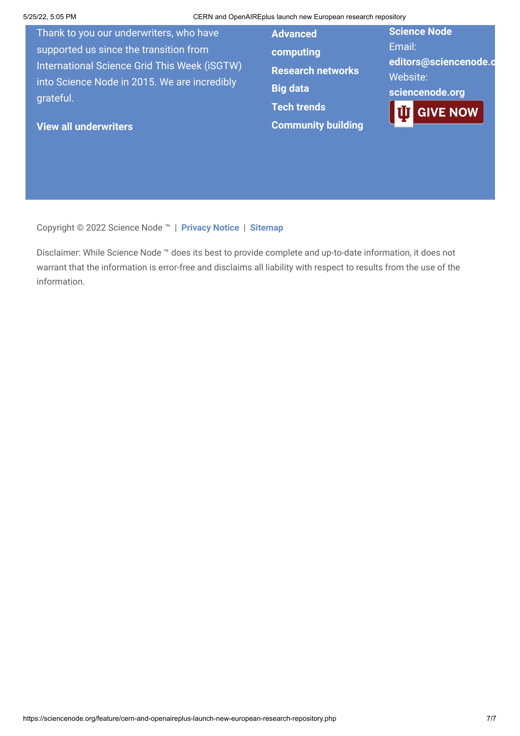Thank to you our underwriters, who have supported us since the transition from International Science Grid This Week (iSGTW) into Science Node in 2015. We are incredibly grateful.

**View all underwriters**

**Advanced computing**

**Research networks**

**Big data**

**Tech trends**

**Community building**

**Science Node**

Email:

**editors@sciencenode.o**

Website:

**sciencenode.org**

**GIVE NOW**

Copyright © 2022 Science Node ™ | **Privacy Notice** | **Sitemap**

Disclaimer: While Science Node ™ does its best to provide complete and up-to-date information, it does not warrant that the information is error-free and disclaims all liability with respect to results from the use of the information.